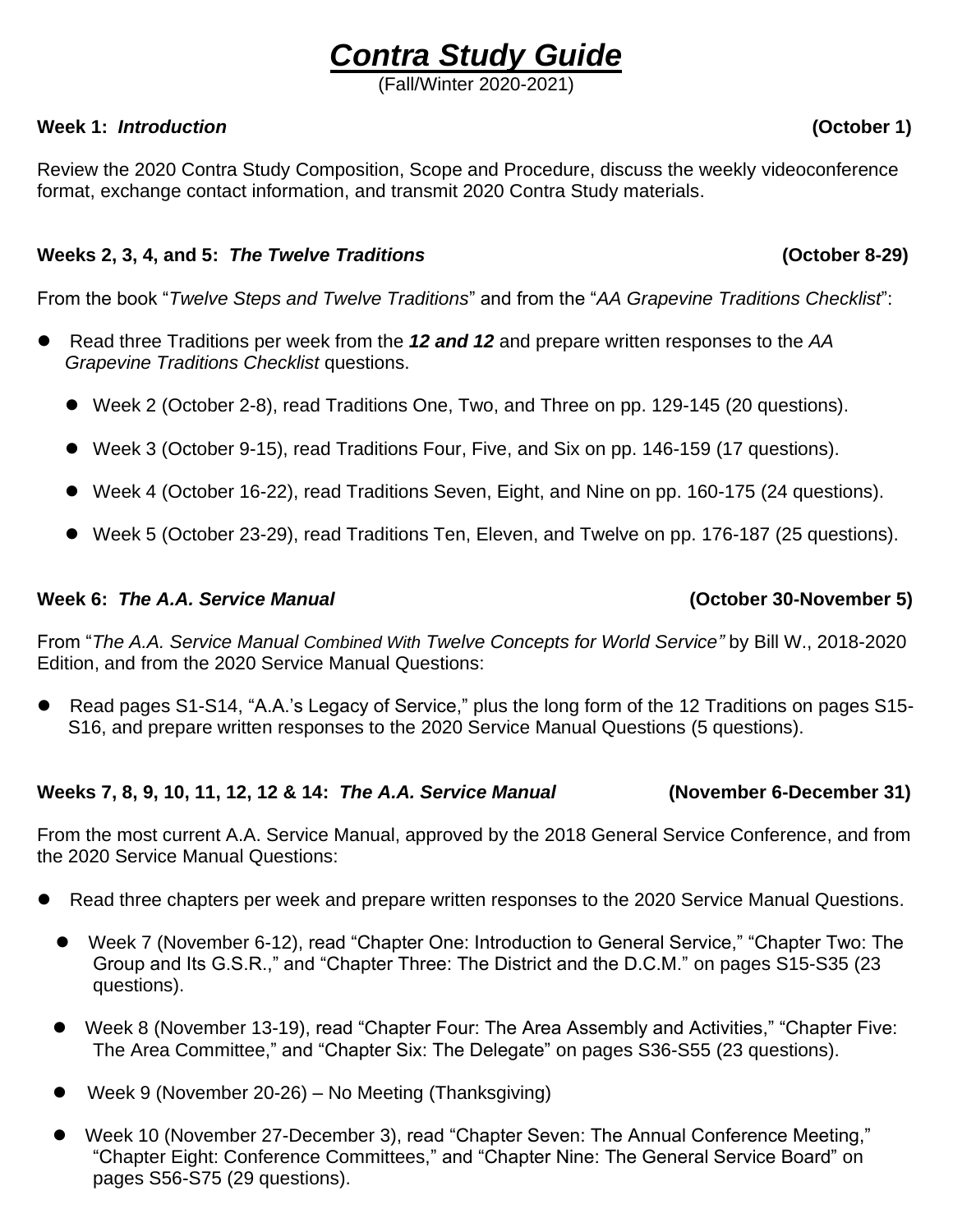# *Contra Study Guide*

(Fall/Winter 2020-2021)

**Week 1: *Introduction*** **(October 1)**

Review the 2020 Contra Study Composition, Scope and Procedure, discuss the weekly videoconference format, exchange contact information, and transmit 2020 Contra Study materials.

**Weeks 2, 3, 4, and 5: *The Twelve Traditions*** **(October 8-29)**

From the book "*Twelve Steps and Twelve Traditions*" and from the "*AA Grapevine Traditions Checklist*":

- Read three Traditions per week from the ***12 and 12*** and prepare written responses to the *AA Grapevine Traditions Checklist* questions.
  - Week 2 (October 2-8), read Traditions One, Two, and Three on pp. 129-145 (20 questions).
  - Week 3 (October 9-15), read Traditions Four, Five, and Six on pp. 146-159 (17 questions).
  - Week 4 (October 16-22), read Traditions Seven, Eight, and Nine on pp. 160-175 (24 questions).
  - Week 5 (October 23-29), read Traditions Ten, Eleven, and Twelve on pp. 176-187 (25 questions).

**Week 6: *The A.A. Service Manual*** **(October 30-November 5)**

From "*The A.A. Service Manual Combined With Twelve Concepts for World Service"* by Bill W., 2018-2020 Edition, and from the 2020 Service Manual Questions:

- Read pages S1-S14, "A.A.'s Legacy of Service," plus the long form of the 12 Traditions on pages S15-S16, and prepare written responses to the 2020 Service Manual Questions (5 questions).

**Weeks 7, 8, 9, 10, 11, 12, 12 & 14: *The A.A. Service Manual*** **(November 6-December 31)**

From the most current A.A. Service Manual, approved by the 2018 General Service Conference, and from the 2020 Service Manual Questions:

- Read three chapters per week and prepare written responses to the 2020 Service Manual Questions.
  - Week 7 (November 6-12), read "Chapter One: Introduction to General Service," "Chapter Two: The Group and Its G.S.R.," and "Chapter Three: The District and the D.C.M." on pages S15-S35 (23 questions).
  - Week 8 (November 13-19), read "Chapter Four: The Area Assembly and Activities," "Chapter Five: The Area Committee," and "Chapter Six: The Delegate" on pages S36-S55 (23 questions).
  - Week 9 (November 20-26) – No Meeting (Thanksgiving)
  - Week 10 (November 27-December 3), read "Chapter Seven: The Annual Conference Meeting," "Chapter Eight: Conference Committees," and "Chapter Nine: The General Service Board" on pages S56-S75 (29 questions).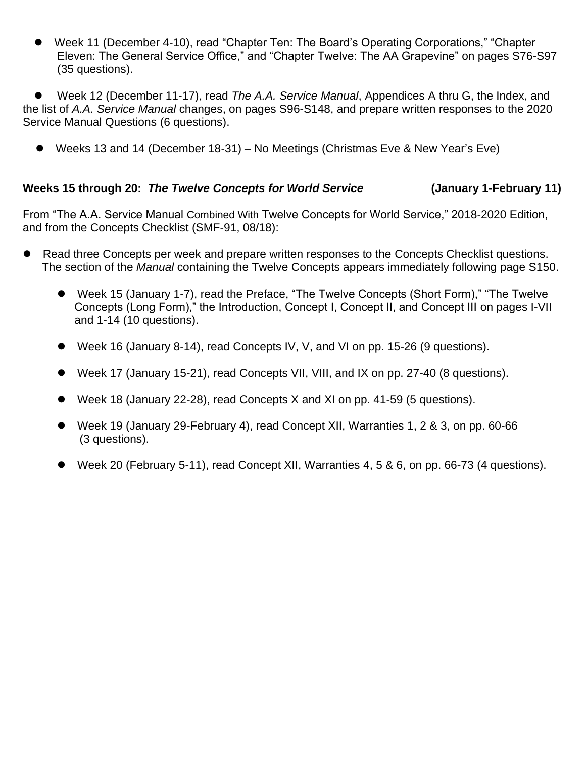- Week 11 (December 4-10), read "Chapter Ten: The Board's Operating Corporations," "Chapter Eleven: The General Service Office," and "Chapter Twelve: The AA Grapevine" on pages S76-S97 (35 questions).

- Week 12 (December 11-17), read *The A.A. Service Manual*, Appendices A thru G, the Index, and the list of *A.A. Service Manual* changes, on pages S96-S148, and prepare written responses to the 2020 Service Manual Questions (6 questions).

- Weeks 13 and 14 (December 18-31) – No Meetings (Christmas Eve & New Year's Eve)

**Weeks 15 through 20: *The Twelve Concepts for World Service* (January 1-February 11)**

From "The A.A. Service Manual Combined With Twelve Concepts for World Service," 2018-2020 Edition, and from the Concepts Checklist (SMF-91, 08/18):

- Read three Concepts per week and prepare written responses to the Concepts Checklist questions. The section of the *Manual* containing the Twelve Concepts appears immediately following page S150.

  - Week 15 (January 1-7), read the Preface, "The Twelve Concepts (Short Form)," "The Twelve Concepts (Long Form)," the Introduction, Concept I, Concept II, and Concept III on pages I-VII and 1-14 (10 questions).

  - Week 16 (January 8-14), read Concepts IV, V, and VI on pp. 15-26 (9 questions).

  - Week 17 (January 15-21), read Concepts VII, VIII, and IX on pp. 27-40 (8 questions).

  - Week 18 (January 22-28), read Concepts X and XI on pp. 41-59 (5 questions).

  - Week 19 (January 29-February 4), read Concept XII, Warranties 1, 2 & 3, on pp. 60-66 (3 questions).

  - Week 20 (February 5-11), read Concept XII, Warranties 4, 5 & 6, on pp. 66-73 (4 questions).